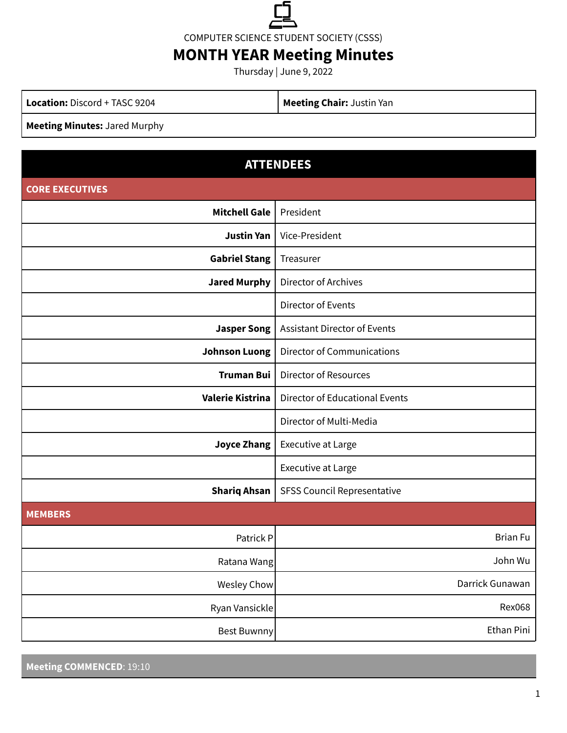COMPUTER SCIENCE STUDENT SOCIETY (CSSS)

# MONTH YEAR Meeting Minutes

Thursday | June 9, 2022

| **Location:** Discord + TASC 9204 | **Meeting Chair:** Justin Yan |
|---|---|
| **Meeting Minutes:** Jared Murphy | |

## ATTENDEES

### CORE EXECUTIVES

| Name | Position |
|---|---|
| **Mitchell Gale** | President |
| **Justin Yan** | Vice-President |
| **Gabriel Stang** | Treasurer |
| **Jared Murphy** | Director of Archives |
| | Director of Events |
| **Jasper Song** | Assistant Director of Events |
| **Johnson Luong** | Director of Communications |
| **Truman Bui** | Director of Resources |
| **Valerie Kistrina** | Director of Educational Events |
| | Director of Multi-Media |
| **Joyce Zhang** | Executive at Large |
| | Executive at Large |
| **Shariq Ahsan** | SFSS Council Representative |

### MEMBERS

| | |
|---|---|
| Patrick P | Brian Fu |
| Ratana Wang | John Wu |
| Wesley Chow | Darrick Gunawan |
| Ryan Vansickle | Rex068 |
| Best Buwnny | Ethan Pini |

**Meeting COMMENCED**: 19:10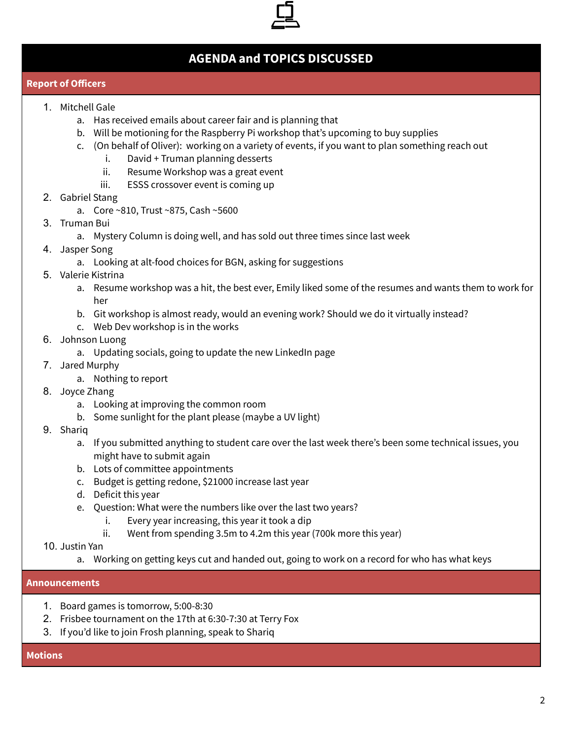## AGENDA and TOPICS DISCUSSED

### Report of Officers

1. Mitchell Gale
    a. Has received emails about career fair and is planning that
    b. Will be motioning for the Raspberry Pi workshop that's upcoming to buy supplies
    c. (On behalf of Oliver): working on a variety of events, if you want to plan something reach out
        i. David + Truman planning desserts
        ii. Resume Workshop was a great event
        iii. ESSS crossover event is coming up
2. Gabriel Stang
    a. Core ~810, Trust ~875, Cash ~5600
3. Truman Bui
    a. Mystery Column is doing well, and has sold out three times since last week
4. Jasper Song
    a. Looking at alt-food choices for BGN, asking for suggestions
5. Valerie Kistrina
    a. Resume workshop was a hit, the best ever, Emily liked some of the resumes and wants them to work for her
    b. Git workshop is almost ready, would an evening work? Should we do it virtually instead?
    c. Web Dev workshop is in the works
6. Johnson Luong
    a. Updating socials, going to update the new LinkedIn page
7. Jared Murphy
    a. Nothing to report
8. Joyce Zhang
    a. Looking at improving the common room
    b. Some sunlight for the plant please (maybe a UV light)
9. Shariq
    a. If you submitted anything to student care over the last week there's been some technical issues, you might have to submit again
    b. Lots of committee appointments
    c. Budget is getting redone, $21000 increase last year
    d. Deficit this year
    e. Question: What were the numbers like over the last two years?
        i. Every year increasing, this year it took a dip
        ii. Went from spending 3.5m to 4.2m this year (700k more this year)
10. Justin Yan
    a. Working on getting keys cut and handed out, going to work on a record for who has what keys

### Announcements

1. Board games is tomorrow, 5:00-8:30
2. Frisbee tournament on the 17th at 6:30-7:30 at Terry Fox
3. If you'd like to join Frosh planning, speak to Shariq

### Motions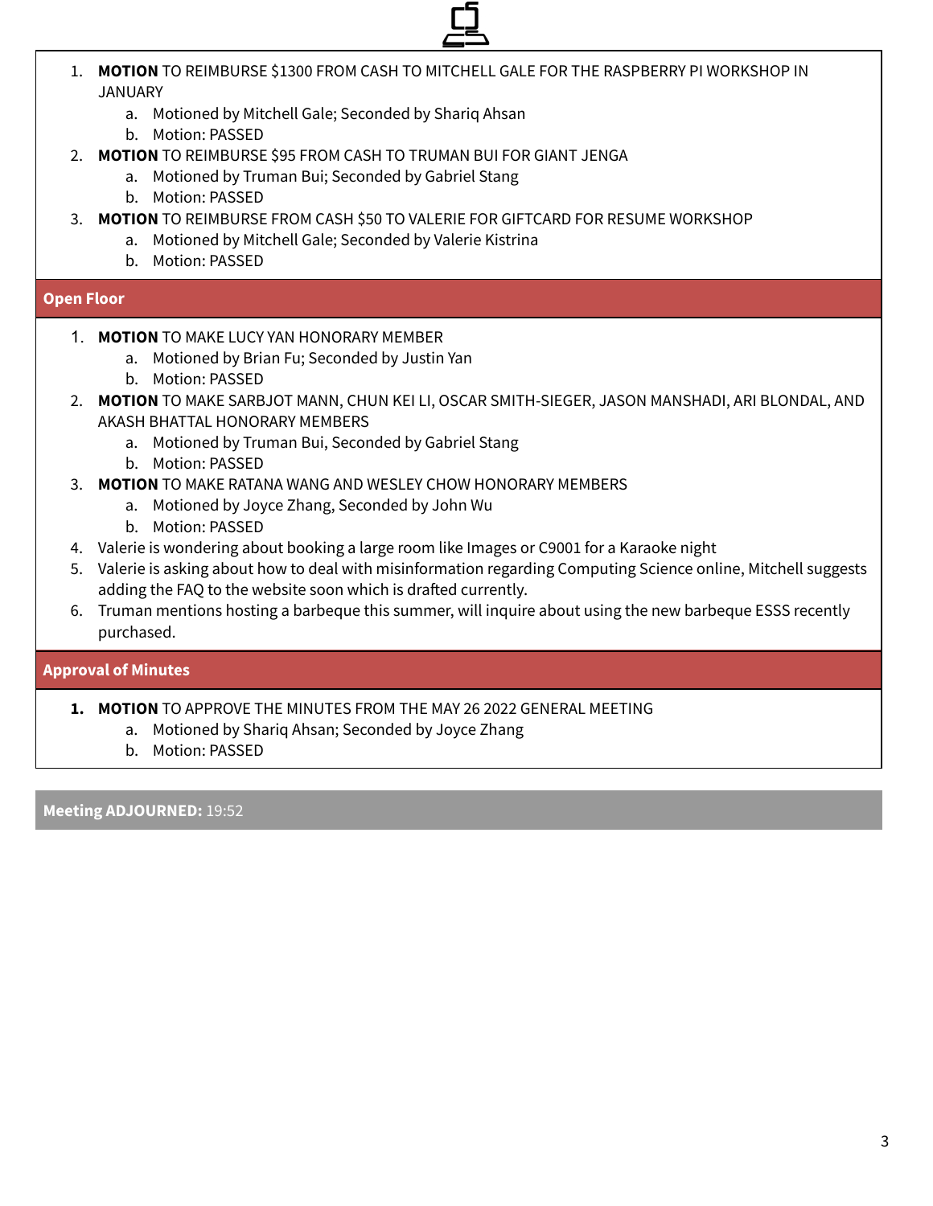1. **MOTION** TO REIMBURSE $1300 FROM CASH TO MITCHELL GALE FOR THE RASPBERRY PI WORKSHOP IN JANUARY
    a. Motioned by Mitchell Gale; Seconded by Shariq Ahsan
    b. Motion: PASSED
2. **MOTION** TO REIMBURSE $95 FROM CASH TO TRUMAN BUI FOR GIANT JENGA
    a. Motioned by Truman Bui; Seconded by Gabriel Stang
    b. Motion: PASSED
3. **MOTION** TO REIMBURSE FROM CASH $50 TO VALERIE FOR GIFTCARD FOR RESUME WORKSHOP
    a. Motioned by Mitchell Gale; Seconded by Valerie Kistrina
    b. Motion: PASSED

## Open Floor

1. **MOTION** TO MAKE LUCY YAN HONORARY MEMBER
    a. Motioned by Brian Fu; Seconded by Justin Yan
    b. Motion: PASSED
2. **MOTION** TO MAKE SARBJOT MANN, CHUN KEI LI, OSCAR SMITH-SIEGER, JASON MANSHADI, ARI BLONDAL, AND AKASH BHATTAL HONORARY MEMBERS
    a. Motioned by Truman Bui, Seconded by Gabriel Stang
    b. Motion: PASSED
3. **MOTION** TO MAKE RATANA WANG AND WESLEY CHOW HONORARY MEMBERS
    a. Motioned by Joyce Zhang, Seconded by John Wu
    b. Motion: PASSED
4. Valerie is wondering about booking a large room like Images or C9001 for a Karaoke night
5. Valerie is asking about how to deal with misinformation regarding Computing Science online, Mitchell suggests adding the FAQ to the website soon which is drafted currently.
6. Truman mentions hosting a barbeque this summer, will inquire about using the new barbeque ESSS recently purchased.

## Approval of Minutes

1. **MOTION** TO APPROVE THE MINUTES FROM THE MAY 26 2022 GENERAL MEETING
    a. Motioned by Shariq Ahsan; Seconded by Joyce Zhang
    b. Motion: PASSED

**Meeting ADJOURNED:** 19:52